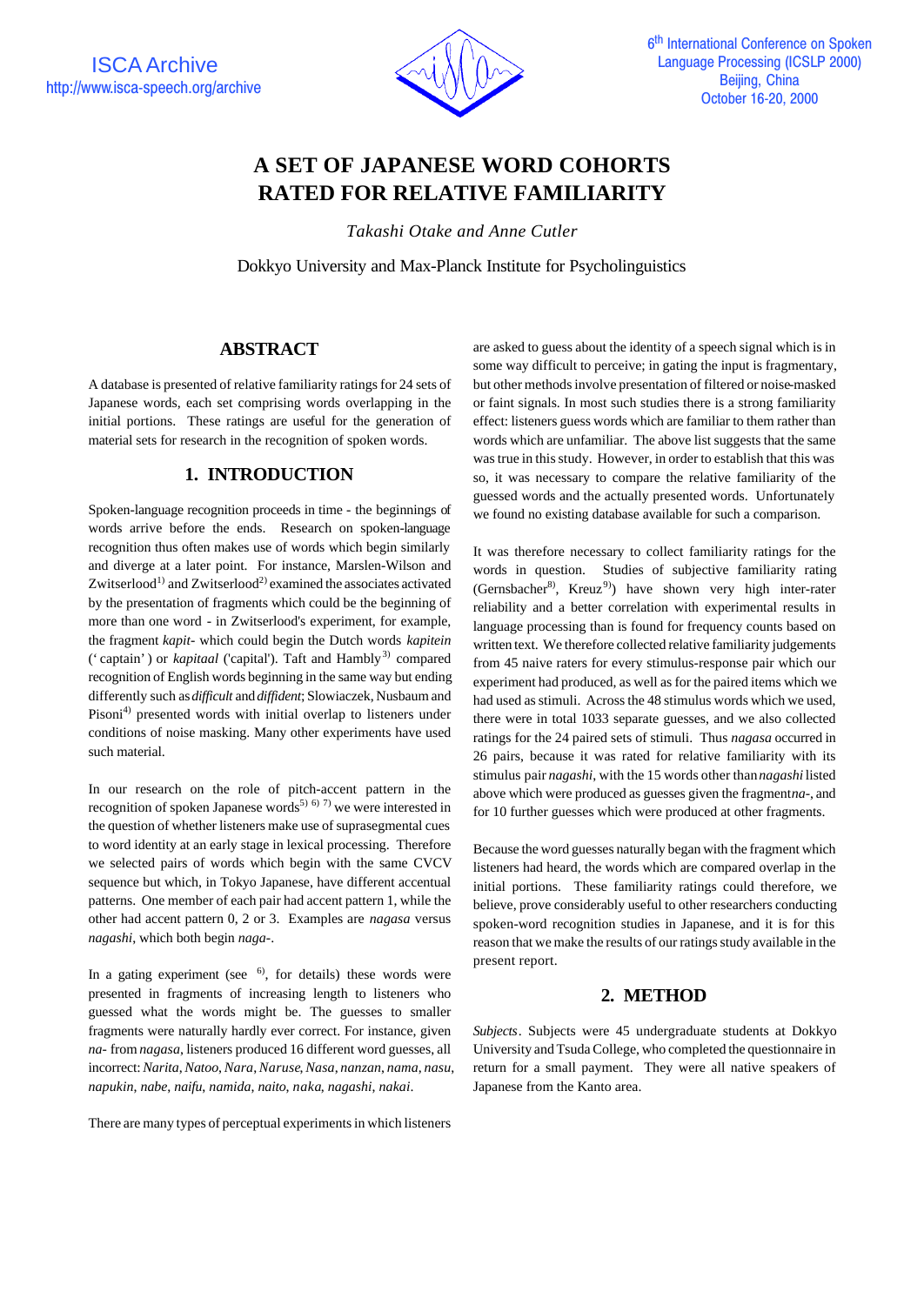# A SET OF JAPANESE WORD COHORTS RATED FOR RELATIVE FAMILIARITY

*Takashi Otake and Anne Cutler*

Dokkyo University and Max-Planck Institute for Psycholinguistics

## ABSTRACT

A database is presented of relative familiarity ratings for 24 sets of Japanese words, each set comprising words overlapping in the initial portions. These ratings are useful for the generation of material sets for research in the recognition of spoken words.

## 1. INTRODUCTION

Spoken-language recognition proceeds in time - the beginnings of words arrive before the ends. Research on spoken-language recognition thus often makes use of words which begin similarly and diverge at a later point. For instance, Marslen-Wilson and Zwitserlood[1] and Zwitserlood[2] examined the associates activated by the presentation of fragments which could be the beginning of more than one word - in Zwitserlood's experiment, for example, the fragment *kapit-* which could begin the Dutch words *kapitein* ('captain') or *kapitaal* ('capital'). Taft and Hambly[3] compared recognition of English words beginning in the same way but ending differently such as *difficult* and *diffident*; Slowiaczek, Nusbaum and Pisoni[4] presented words with initial overlap to listeners under conditions of noise masking. Many other experiments have used such material.

In our research on the role of pitch-accent pattern in the recognition of spoken Japanese words[5] [6] [7] we were interested in the question of whether listeners make use of suprasegmental cues to word identity at an early stage in lexical processing. Therefore we selected pairs of words which begin with the same CVCV sequence but which, in Tokyo Japanese, have different accentual patterns. One member of each pair had accent pattern 1, while the other had accent pattern 0, 2 or 3. Examples are *nagasa* versus *nagashi*, which both begin *naga-*.

In a gating experiment (see [6], for details) these words were presented in fragments of increasing length to listeners who guessed what the words might be. The guesses to smaller fragments were naturally hardly ever correct. For instance, given *na-* from *nagasa*, listeners produced 16 different word guesses, all incorrect: *Narita, Natoo, Nara, Naruse, Nasa, nanzan, nama, nasu, napukin, nabe, naifu, namida, naito, naka, nagashi, nakai*.

There are many types of perceptual experiments in which listeners are asked to guess about the identity of a speech signal which is in some way difficult to perceive; in gating the input is fragmentary, but other methods involve presentation of filtered or noise-masked or faint signals. In most such studies there is a strong familiarity effect: listeners guess words which are familiar to them rather than words which are unfamiliar. The above list suggests that the same was true in this study. However, in order to establish that this was so, it was necessary to compare the relative familiarity of the guessed words and the actually presented words. Unfortunately we found no existing database available for such a comparison.

It was therefore necessary to collect familiarity ratings for the words in question. Studies of subjective familiarity rating (Gernsbacher[8], Kreuz[9]) have shown very high inter-rater reliability and a better correlation with experimental results in language processing than is found for frequency counts based on written text. We therefore collected relative familiarity judgements from 45 naive raters for every stimulus-response pair which our experiment had produced, as well as for the paired items which we had used as stimuli. Across the 48 stimulus words which we used, there were in total 1033 separate guesses, and we also collected ratings for the 24 paired sets of stimuli. Thus *nagasa* occurred in 26 pairs, because it was rated for relative familiarity with its stimulus pair *nagashi*, with the 15 words other than *nagashi* listed above which were produced as guesses given the fragment *na-*, and for 10 further guesses which were produced at other fragments.

Because the word guesses naturally began with the fragment which listeners had heard, the words which are compared overlap in the initial portions. These familiarity ratings could therefore, we believe, prove considerably useful to other researchers conducting spoken-word recognition studies in Japanese, and it is for this reason that we make the results of our ratings study available in the present report.

## 2. METHOD

*Subjects*. Subjects were 45 undergraduate students at Dokkyo University and Tsuda College, who completed the questionnaire in return for a small payment. They were all native speakers of Japanese from the Kanto area.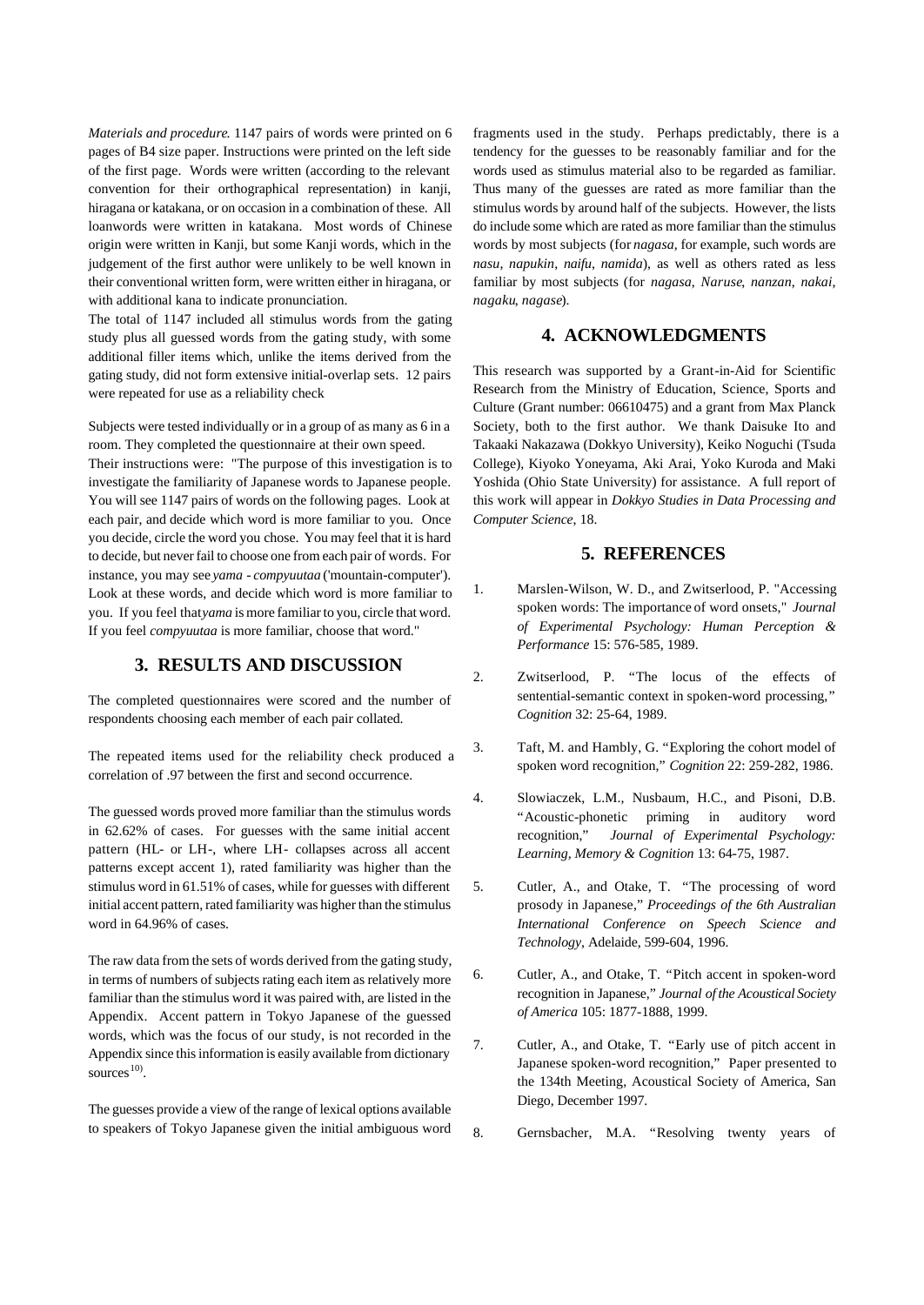*Materials and procedure*. 1147 pairs of words were printed on 6 pages of B4 size paper. Instructions were printed on the left side of the first page. Words were written (according to the relevant convention for their orthographical representation) in kanji, hiragana or katakana, or on occasion in a combination of these. All loanwords were written in katakana. Most words of Chinese origin were written in Kanji, but some Kanji words, which in the judgement of the first author were unlikely to be well known in their conventional written form, were written either in hiragana, or with additional kana to indicate pronunciation.

The total of 1147 included all stimulus words from the gating study plus all guessed words from the gating study, with some additional filler items which, unlike the items derived from the gating study, did not form extensive initial-overlap sets. 12 pairs were repeated for use as a reliability check

Subjects were tested individually or in a group of as many as 6 in a room. They completed the questionnaire at their own speed.

Their instructions were: "The purpose of this investigation is to investigate the familiarity of Japanese words to Japanese people. You will see 1147 pairs of words on the following pages. Look at each pair, and decide which word is more familiar to you. Once you decide, circle the word you chose. You may feel that it is hard to decide, but never fail to choose one from each pair of words. For instance, you may see *yama* - *compyuutaa* ('mountain-computer'). Look at these words, and decide which word is more familiar to you. If you feel that *yama* is more familiar to you, circle that word. If you feel *compyuutaa* is more familiar, choose that word."

## 3. RESULTS AND DISCUSSION

The completed questionnaires were scored and the number of respondents choosing each member of each pair collated.

The repeated items used for the reliability check produced a correlation of .97 between the first and second occurrence.

The guessed words proved more familiar than the stimulus words in 62.62% of cases. For guesses with the same initial accent pattern (HL- or LH-, where LH- collapses across all accent patterns except accent 1), rated familiarity was higher than the stimulus word in 61.51% of cases, while for guesses with different initial accent pattern, rated familiarity was higher than the stimulus word in 64.96% of cases.

The raw data from the sets of words derived from the gating study, in terms of numbers of subjects rating each item as relatively more familiar than the stimulus word it was paired with, are listed in the Appendix. Accent pattern in Tokyo Japanese of the guessed words, which was the focus of our study, is not recorded in the Appendix since this information is easily available from dictionary sources[10].

The guesses provide a view of the range of lexical options available to speakers of Tokyo Japanese given the initial ambiguous word fragments used in the study. Perhaps predictably, there is a tendency for the guesses to be reasonably familiar and for the words used as stimulus material also to be regarded as familiar. Thus many of the guesses are rated as more familiar than the stimulus words by around half of the subjects. However, the lists do include some which are rated as more familiar than the stimulus words by most subjects (for *nagasa*, for example, such words are *nasu*, *napukin*, *naifu*, *namida*), as well as others rated as less familiar by most subjects (for *nagasa*, *Naruse*, *nanzan*, *nakai*, *nagaku*, *nagase*).

## 4. ACKNOWLEDGMENTS

This research was supported by a Grant-in-Aid for Scientific Research from the Ministry of Education, Science, Sports and Culture (Grant number: 06610475) and a grant from Max Planck Society, both to the first author. We thank Daisuke Ito and Takaaki Nakazawa (Dokkyo University), Keiko Noguchi (Tsuda College), Kiyoko Yoneyama, Aki Arai, Yoko Kuroda and Maki Yoshida (Ohio State University) for assistance. A full report of this work will appear in *Dokkyo Studies in Data Processing and Computer Science*, 18.

## 5. REFERENCES

1. Marslen-Wilson, W. D., and Zwitserlood, P. "Accessing spoken words: The importance of word onsets," *Journal of Experimental Psychology: Human Perception & Performance* 15: 576-585, 1989.
2. Zwitserlood, P. "The locus of the effects of sentential-semantic context in spoken-word processing," *Cognition* 32: 25-64, 1989.
3. Taft, M. and Hambly, G. "Exploring the cohort model of spoken word recognition," *Cognition* 22: 259-282, 1986.
4. Slowiaczek, L.M., Nusbaum, H.C., and Pisoni, D.B. "Acoustic-phonetic priming in auditory word recognition," *Journal of Experimental Psychology: Learning, Memory & Cognition* 13: 64-75, 1987.
5. Cutler, A., and Otake, T. "The processing of word prosody in Japanese," *Proceedings of the 6th Australian International Conference on Speech Science and Technology*, Adelaide, 599-604, 1996.
6. Cutler, A., and Otake, T. "Pitch accent in spoken-word recognition in Japanese," *Journal of the Acoustical Society of America* 105: 1877-1888, 1999.
7. Cutler, A., and Otake, T. "Early use of pitch accent in Japanese spoken-word recognition," Paper presented to the 134th Meeting, Acoustical Society of America, San Diego, December 1997.
8. Gernsbacher, M.A. "Resolving twenty years of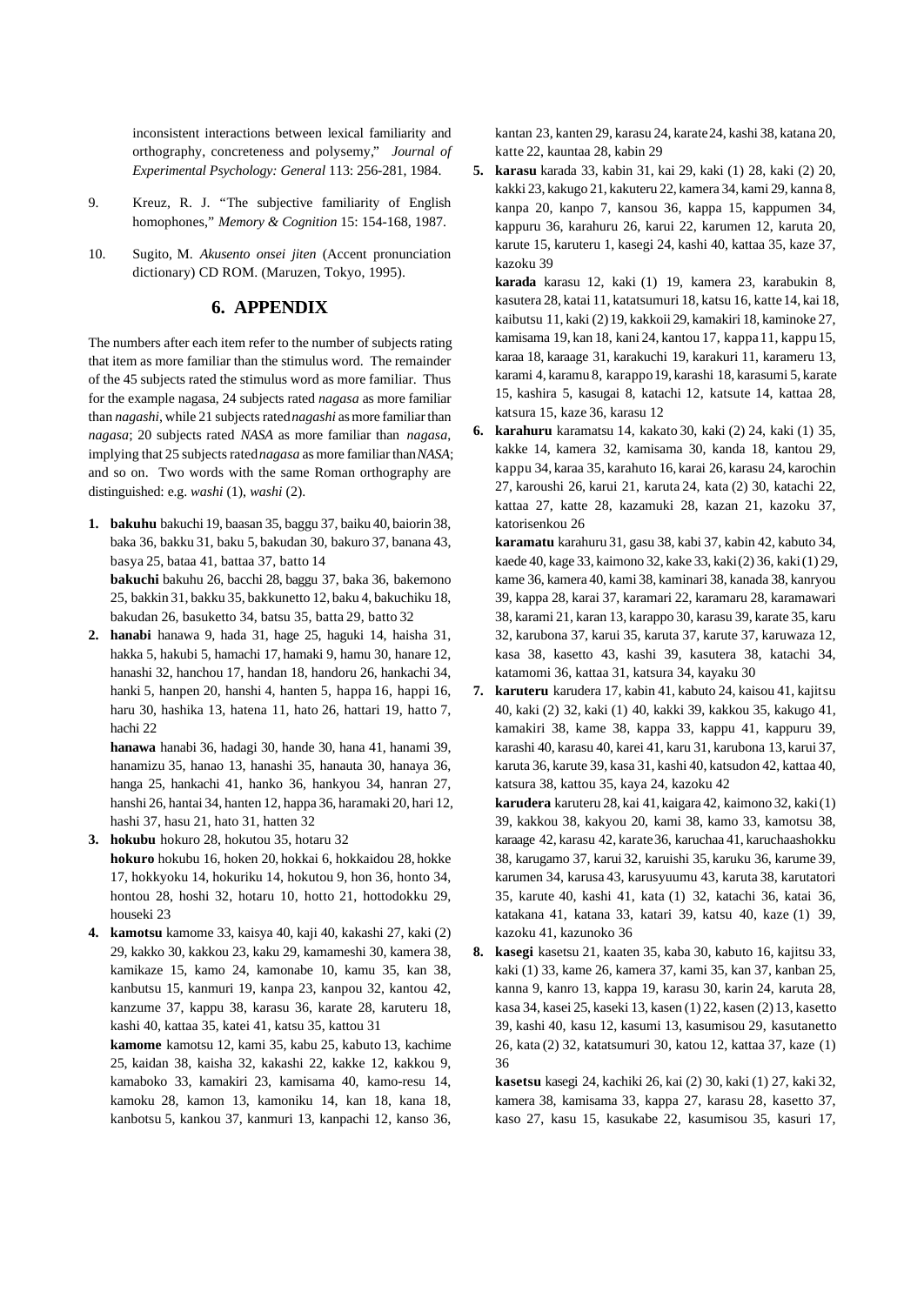inconsistent interactions between lexical familiarity and orthography, concreteness and polysemy," *Journal of Experimental Psychology: General* 113: 256-281, 1984.

9. Kreuz, R. J. "The subjective familiarity of English homophones," *Memory & Cognition* 15: 154-168, 1987.

10. Sugito, M. *Akusento onsei jiten* (Accent pronunciation dictionary) CD ROM. (Maruzen, Tokyo, 1995).

## 6. APPENDIX

The numbers after each item refer to the number of subjects rating that item as more familiar than the stimulus word. The remainder of the 45 subjects rated the stimulus word as more familiar. Thus for the example nagasa, 24 subjects rated *nagasa* as more familiar than *nagashi*, while 21 subjects rated *nagashi* as more familiar than *nagasa*; 20 subjects rated *NASA* as more familiar than *nagasa*, implying that 25 subjects rated *nagasa* as more familiar than *NASA*; and so on. Two words with the same Roman orthography are distinguished: e.g. *washi* (1), *washi* (2).

1. **bakuhu** bakuchi 19, baasan 35, baggu 37, baiku 40, baiorin 38, baka 36, bakku 31, baku 5, bakudan 30, bakuro 37, banana 43, basya 25, bataa 41, battaa 37, batto 14

   **bakuchi** bakuhu 26, bacchi 28, baggu 37, baka 36, bakemono 25, bakkin 31, bakku 35, bakkunetto 12, baku 4, bakuchiku 18, bakudan 26, basuketto 34, batsu 35, batta 29, batto 32

2. **hanabi** hanawa 9, hada 31, hage 25, haguki 14, haisha 31, hakka 5, hakubi 5, hamachi 17, hamaki 9, hamu 30, hanare 12, hanashi 32, hanchou 17, handan 18, handoru 26, hankachi 34, hanki 5, hanpen 20, hanshi 4, hanten 5, happa 16, happi 16, haru 30, hashika 13, hatena 11, hato 26, hattari 19, hatto 7, hachi 22

   **hanawa** hanabi 36, hadagi 30, hande 30, hana 41, hanami 39, hanamizu 35, hanao 13, hanashi 35, hanauta 30, hanaya 36, hanga 25, hankachi 41, hanko 36, hankyou 34, hanran 27, hanshi 26, hantai 34, hanten 12, happa 36, haramaki 20, hari 12, hashi 37, hasu 21, hato 31, hatten 32

3. **hokubu** hokuro 28, hokutou 35, hotaru 32

   **hokuro** hokubu 16, hoken 20, hokkai 6, hokkaidou 28, hokke 17, hokkyoku 14, hokuriku 14, hokutou 9, hon 36, honto 34, hontou 28, hoshi 32, hotaru 10, hotto 21, hottodokku 29, houseki 23

4. **kamotsu** kamome 33, kaisya 40, kaji 40, kakashi 27, kaki (2) 29, kakko 30, kakkou 23, kaku 29, kamameshi 30, kamera 38, kamikaze 15, kamo 24, kamonabe 10, kamu 35, kan 38, kanbutsu 15, kanmuri 19, kanpa 23, kanpou 32, kantou 42, kanzume 37, kappu 38, karasu 36, karate 28, karuteru 18, kashi 40, kattaa 35, katei 41, katsu 35, kattou 31

   **kamome** kamotsu 12, kami 35, kabu 25, kabuto 13, kachime 25, kaidan 38, kaisha 32, kakashi 22, kakke 12, kakkou 9, kamaboko 33, kamakiri 23, kamisama 40, kamo-resu 14, kamoku 28, kamon 13, kamoniku 14, kan 18, kana 18, kanbotsu 5, kankou 37, kanmuri 13, kanpachi 12, kanso 36, kantan 23, kanten 29, karasu 24, karate 24, kashi 38, katana 20, katte 22, kauntaa 28, kabin 29

5. **karasu** karada 33, kabin 31, kai 29, kaki (1) 28, kaki (2) 20, kakki 23, kakugo 21, kakuteru 22, kamera 34, kami 29, kanna 8, kanpa 20, kanpo 7, kansou 36, kappa 15, kappumen 34, kappuru 36, karahuru 26, karui 22, karumen 12, karuta 20, karute 15, karuteru 1, kasegi 24, kashi 40, kattaa 35, kaze 37, kazoku 39

   **karada** karasu 12, kaki (1) 19, kamera 23, karabukin 8, kasutera 28, katai 11, katatsumuri 18, katsu 16, katte 14, kai 18, kaibutsu 11, kaki (2) 19, kakkoii 29, kamakiri 18, kaminoke 27, kamisama 19, kan 18, kani 24, kantou 17, kappa 11, kappu 15, karaa 18, karaage 31, karakuchi 19, karakuri 11, karameru 13, karami 4, karamu 8, karappo 19, karashi 18, karasumi 5, karate 15, kashira 5, kasugai 8, katachi 12, katsute 14, kattaa 28, katsura 15, kaze 36, karasu 12

6. **karahuru** karamatsu 14, kakato 30, kaki (2) 24, kaki (1) 35, kakke 14, kamera 32, kamisama 30, kanda 18, kantou 29, kappu 34, karaa 35, karahuto 16, karai 26, karasu 24, karochin 27, karoushi 26, karui 21, karuta 24, kata (2) 30, katachi 22, kattaa 27, katte 28, kazamuki 28, kazan 21, kazoku 37, katorisenkou 26

   **karamatu** karahuru 31, gasu 38, kabi 37, kabin 42, kabuto 34, kaede 40, kage 33, kaimono 32, kake 33, kaki (2) 36, kaki (1) 29, kame 36, kamera 40, kami 38, kaminari 38, kanada 38, kanryou 39, kappa 28, karai 37, karamari 22, karamaru 28, karamawari 38, karami 21, karan 13, karappo 30, karasu 39, karate 35, karu 32, karubona 37, karui 35, karuta 37, karute 37, karuwaza 12, kasa 38, kasetto 43, kashi 39, kasutera 38, katachi 34, katamomi 36, kattaa 31, katsura 34, kayaku 30

7. **karuteru** karudera 17, kabin 41, kabuto 24, kaisou 41, kajitsu 40, kaki (2) 32, kaki (1) 40, kakki 39, kakkou 35, kakugo 41, kamakiri 38, kame 38, kappa 33, kappu 41, kappuru 39, karashi 40, karasu 40, karei 41, karu 31, karubona 13, karui 37, karuta 36, karute 39, kasa 31, kashi 40, katsudon 42, kattaa 40, katsura 38, kattou 35, kaya 24, kazoku 42

   **karudera** karuteru 28, kai 41, kaigara 42, kaimono 32, kaki (1) 39, kakkou 38, kakyou 20, kami 38, kamo 33, kamotsu 38, karaage 42, karasu 42, karate 36, karuchaa 41, karuchaashokku 38, karugamo 37, karui 32, karuishi 35, karuku 36, karume 39, karumen 34, karusa 43, karusyuumu 43, karuta 38, karutatori 35, karute 40, kashi 41, kata (1) 32, katachi 36, katai 36, katakana 41, katana 33, katari 39, katsu 40, kaze (1) 39, kazoku 41, kazunoko 36

8. **kasegi** kasetsu 21, kaaten 35, kaba 30, kabuto 16, kajitsu 33, kaki (1) 33, kame 26, kamera 37, kami 35, kan 37, kanban 25, kanna 9, kanro 13, kappa 19, karasu 30, karin 24, karuta 28, kasa 34, kasei 25, kaseki 13, kasen (1) 22, kasen (2) 13, kasetto 39, kashi 40, kasu 12, kasumi 13, kasumisou 29, kasutanetto 26, kata (2) 32, katatsumuri 30, katou 12, kattaa 37, kaze (1) 36

   **kasetsu** kasegi 24, kachiki 26, kai (2) 30, kaki (1) 27, kaki 32, kamera 38, kamisama 33, kappa 27, karasu 28, kasetto 37, kaso 27, kasu 15, kasukabe 22, kasumisou 35, kasuri 17,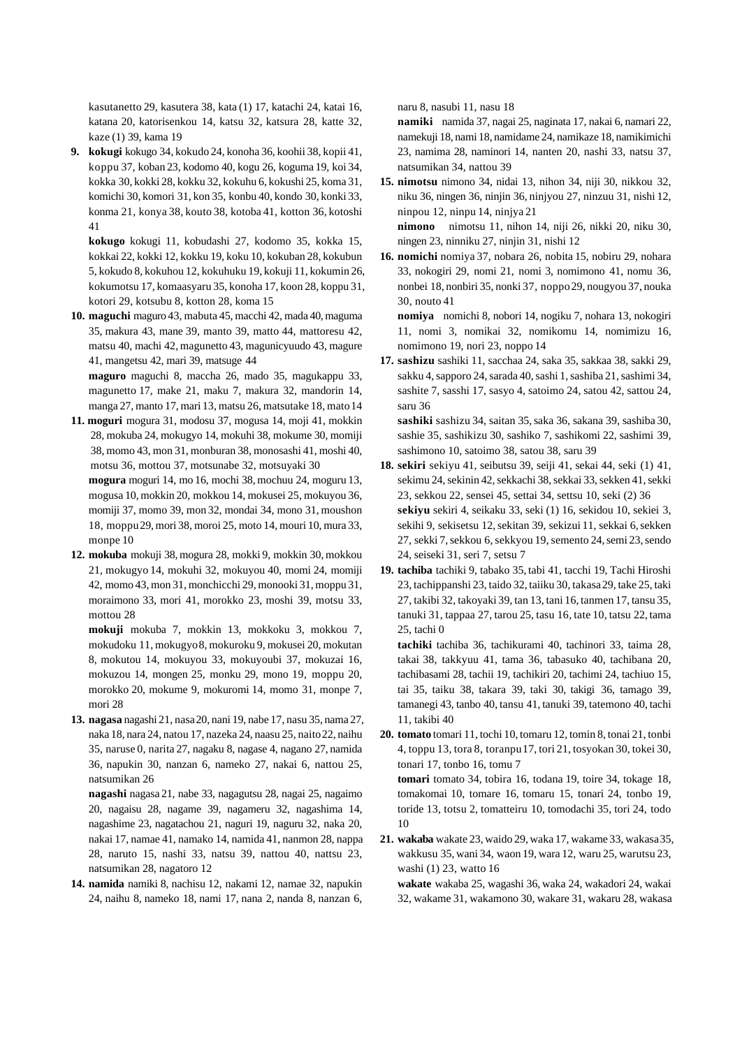kasutanetto 29, kasutera 38, kata (1) 17, katachi 24, katai 16, katana 20, katorisenkou 14, katsu 32, katsura 28, katte 32, kaze (1) 39, kama 19

9. **kokugi** kokugo 34, kokudo 24, konoha 36, koohii 38, kopii 41, koppu 37, koban 23, kodomo 40, kogu 26, koguma 19, koi 34, kokka 30, kokki 28, kokku 32, kokuhu 6, kokushi 25, koma 31, komichi 30, komori 31, kon 35, konbu 40, kondo 30, konki 33, konma 21, konya 38, kouto 38, kotoba 41, kotton 36, kotoshi 41

   **kokugo** kokugi 11, kobudashi 27, kodomo 35, kokka 15, kokkai 22, kokki 12, kokku 19, koku 10, kokuban 28, kokubun 5, kokudo 8, kokuhou 12, kokuhuku 19, kokuji 11, kokumin 26, kokumotsu 17, komaasyaru 35, konoha 17, koon 28, koppu 31, kotori 29, kotsubu 8, kotton 28, koma 15

10. **maguchi** maguro 43, mabuta 45, macchi 42, mada 40, maguma 35, makura 43, mane 39, manto 39, matto 44, mattoresu 42, matsu 40, machi 42, magunetto 43, magunicyuudo 43, magure 41, mangetsu 42, mari 39, matsuge 44

    **maguro** maguchi 8, maccha 26, mado 35, magukappu 33, magunetto 17, make 21, maku 7, makura 32, mandorin 14, manga 27, manto 17, mari 13, matsu 26, matsutake 18, mato 14

11. **moguri** mogura 31, modosu 37, mogusa 14, moji 41, mokkin 28, mokuba 24, mokugyo 14, mokuhi 38, mokume 30, momiji 38, momo 43, mon 31, monburan 38, monosashi 41, moshi 40, motsu 36, mottou 37, motsunabe 32, motsuyaki 30

    **mogura** moguri 14, mo 16, mochi 38, mochuu 24, moguru 13, mogusa 10, mokkin 20, mokkou 14, mokusei 25, mokuyou 36, momiji 37, momo 39, mon 32, mondai 34, mono 31, moushon 18, moppu 29, mori 38, moroi 25, moto 14, mouri 10, mura 33, monpe 10

12. **mokuba** mokuji 38, mogura 28, mokki 9, mokkin 30, mokkou 21, mokugyo 14, mokuhi 32, mokuyou 40, momi 24, momiji 42, momo 43, mon 31, monchicchi 29, monooki 31, moppu 31, moraimono 33, mori 41, morokko 23, moshi 39, motsu 33, mottou 28

    **mokuji** mokuba 7, mokkin 13, mokkoku 3, mokkou 7, mokudoku 11, mokugyo 8, mokuroku 9, mokusei 20, mokutan 8, mokutou 14, mokuyou 33, mokuyoubi 37, mokuzai 16, mokuzou 14, mongen 25, monku 29, mono 19, moppu 20, morokko 20, mokume 9, mokuromi 14, momo 31, monpe 7, mori 28

13. **nagasa** nagashi 21, nasa 20, nani 19, nabe 17, nasu 35, nama 27, naka 18, nara 24, natou 17, nazeka 24, naasu 25, naito 22, naihu 35, naruse 0, narita 27, nagaku 8, nagase 4, nagano 27, namida 36, napukin 30, nanzan 6, nameko 27, nakai 6, nattou 25, natsumikan 26

    **nagashi** nagasa 21, nabe 33, nagagutsu 28, nagai 25, nagaimo 20, nagaisu 28, nagame 39, nagameru 32, nagashima 14, nagashime 23, nagatachou 21, naguri 19, naguru 32, naka 20, nakai 17, namae 41, namako 14, namida 41, nanmon 28, nappa 28, naruto 15, nashi 33, natsu 39, nattou 40, nattsu 23, natsumikan 28, nagatoro 12

14. **namida** namiki 8, nachisu 12, nakami 12, namae 32, napukin 24, naihu 8, nameko 18, nami 17, nana 2, nanda 8, nanzan 6, naru 8, nasubi 11, nasu 18

    **namiki** namida 37, nagai 25, naginata 17, nakai 6, namari 22, namekuji 18, nami 18, namidame 24, namikaze 18, namikimichi 23, namima 28, naminori 14, nanten 20, nashi 33, natsu 37, natsumikan 34, nattou 39

15. **nimotsu** nimono 34, nidai 13, nihon 34, niji 30, nikkou 32, niku 36, ningen 36, ninjin 36, ninjyou 27, ninzuu 31, nishi 12, ninpou 12, ninpu 14, ninjya 21

    **nimono** nimotsu 11, nihon 14, niji 26, nikki 20, niku 30, ningen 23, ninniku 27, ninjin 31, nishi 12

16. **nomichi** nomiya 37, nobara 26, nobita 15, nobiru 29, nohara 33, nokogiri 29, nomi 21, nomi 3, nomimono 41, nomu 36, nonbei 18, nonbiri 35, nonki 37, noppo 29, nougyou 37, nouka 30, nouto 41

    **nomiya** nomichi 8, nobori 14, nogiku 7, nohara 13, nokogiri 11, nomi 3, nomikai 32, nomikomu 14, nomimizu 16, nomimono 19, nori 23, noppo 14

17. **sashizu** sashiki 11, sacchaa 24, saka 35, sakkaa 38, sakki 29, sakku 4, sapporo 24, sarada 40, sashi 1, sashiba 21, sashimi 34, sashite 7, sasshi 17, sasyo 4, satoimo 24, satou 42, sattou 24, saru 36

    **sashiki** sashizu 34, saitan 35, saka 36, sakana 39, sashiba 30, sashie 35, sashikizu 30, sashiko 7, sashikomi 22, sashimi 39, sashimono 10, satoimo 38, satou 38, saru 39

18. **sekiri** sekiyu 41, seibutsu 39, seiji 41, sekai 44, seki (1) 41, sekimu 24, sekinin 42, sekkachi 38, sekkai 33, sekken 41, sekki 23, sekkou 22, sensei 45, settai 34, settsu 10, seki (2) 36

    **sekiyu** sekiri 4, seikaku 33, seki (1) 16, sekidou 10, sekiei 3, sekihi 9, sekisetsu 12, sekitan 39, sekizui 11, sekkai 6, sekken 27, sekki 7, sekkou 6, sekkyou 19, semento 24, semi 23, sendo 24, seiseki 31, seri 7, setsu 7

19. **tachiba** tachiki 9, tabako 35, tabi 41, tacchi 19, Tachi Hiroshi 23, tachippanshi 23, taido 32, taiiku 30, takasa 29, take 25, taki 27, takibi 32, takoyaki 39, tan 13, tani 16, tanmen 17, tansu 35, tanuki 31, tappaa 27, tarou 25, tasu 16, tate 10, tatsu 22, tama 25, tachi 0

    **tachiki** tachiba 36, tachikurami 40, tachinori 33, taima 28, takai 38, takkyuu 41, tama 36, tabasuko 40, tachibana 20, tachibasami 28, tachii 19, tachikiri 20, tachimi 24, tachiuo 15, tai 35, taiku 38, takara 39, taki 30, takigi 36, tamago 39, tamanegi 43, tanbo 40, tansu 41, tanuki 39, tatemono 40, tachi 11, takibi 40

20. **tomato** tomari 11, tochi 10, tomaru 12, tomin 8, tonai 21, tonbi 4, toppu 13, tora 8, toranpu 17, tori 21, tosyokan 30, tokei 30, tonari 17, tonbo 16, tomu 7

    **tomari** tomato 34, tobira 16, todana 19, toire 34, tokage 18, tomakomai 10, tomare 16, tomaru 15, tonari 24, tonbo 19, toride 13, totsu 2, tomatteiru 10, tomodachi 35, tori 24, todo 10

21. **wakaba** wakate 23, waido 29, waka 17, wakame 33, wakasa 35, wakkusu 35, wani 34, waon 19, wara 12, waru 25, warutsu 23, washi (1) 23, watto 16

    **wakate** wakaba 25, wagashi 36, waka 24, wakadori 24, wakai 32, wakame 31, wakamono 30, wakare 31, wakaru 28, wakasa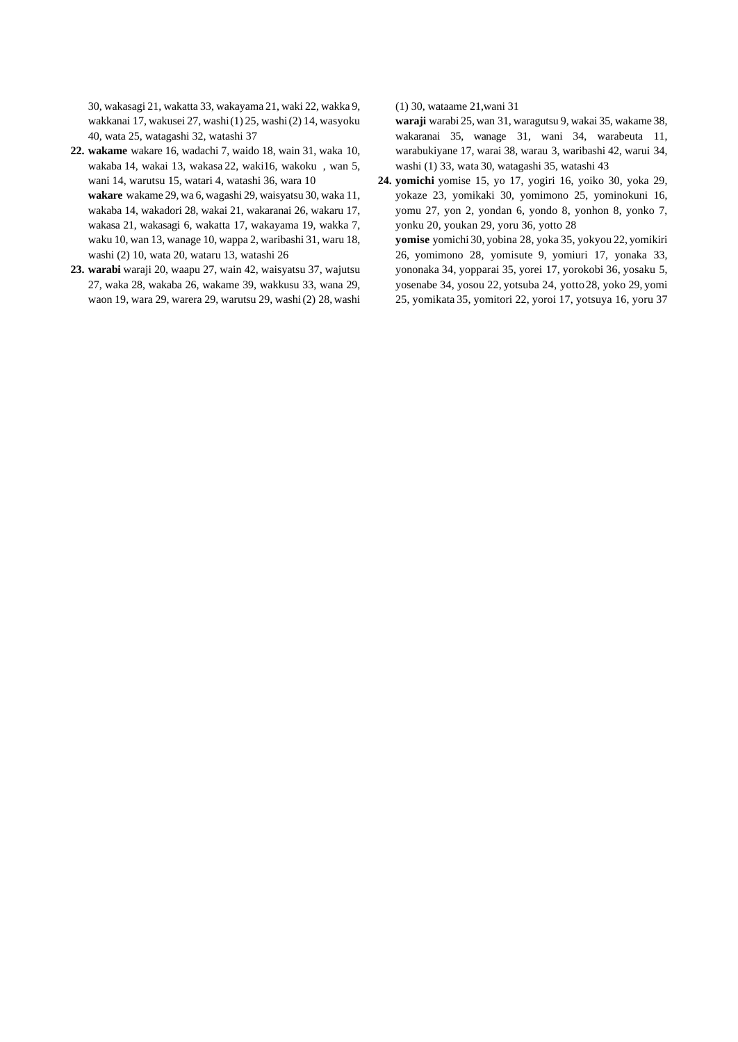30, wakasagi 21, wakatta 33, wakayama 21, waki 22, wakka 9, wakkanai 17, wakusei 27, washi (1) 25, washi (2) 14, wasyoku 40, wata 25, watagashi 32, watashi 37

**22. wakame** wakare 16, wadachi 7, waido 18, wain 31, waka 10, wakaba 14, wakai 13, wakasa 22, waki16, wakoku , wan 5, wani 14, warutsu 15, watari 4, watashi 36, wara 10

**wakare** wakame 29, wa 6, wagashi 29, waisyatsu 30, waka 11, wakaba 14, wakadori 28, wakai 21, wakaranai 26, wakaru 17, wakasa 21, wakasagi 6, wakatta 17, wakayama 19, wakka 7, waku 10, wan 13, wanage 10, wappa 2, waribashi 31, waru 18, washi (2) 10, wata 20, wataru 13, watashi 26

**23. warabi** waraji 20, waapu 27, wain 42, waisyatsu 37, wajutsu 27, waka 28, wakaba 26, wakame 39, wakkusu 33, wana 29, waon 19, wara 29, warera 29, warutsu 29, washi (2) 28, washi (1) 30, wataame 21,wani 31

**waraji** warabi 25, wan 31, waragutsu 9, wakai 35, wakame 38, wakaranai 35, wanage 31, wani 34, warabeuta 11, warabukiyane 17, warai 38, warau 3, waribashi 42, warui 34, washi (1) 33, wata 30, watagashi 35, watashi 43

**24. yomichi** yomise 15, yo 17, yogiri 16, yoiko 30, yoka 29, yokaze 23, yomikaki 30, yomimono 25, yominokuni 16, yomu 27, yon 2, yondan 6, yondo 8, yonhon 8, yonko 7, yonku 20, youkan 29, yoru 36, yotto 28

**yomise** yomichi 30, yobina 28, yoka 35, yokyou 22, yomikiri 26, yomimono 28, yomisute 9, yomiuri 17, yonaka 33, yononaka 34, yopparai 35, yorei 17, yorokobi 36, yosaku 5, yosenabe 34, yosou 22, yotsuba 24, yotto 28, yoko 29, yomi 25, yomikata 35, yomitori 22, yoroi 17, yotsuya 16, yoru 37